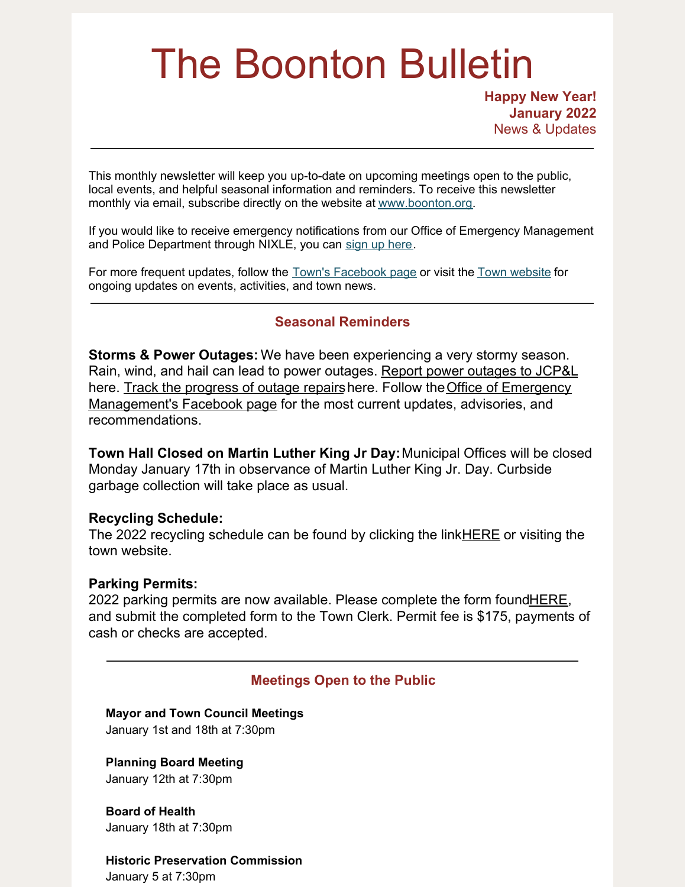# The Boonton Bulletin

**Happy New Year!**
**January 2022**
News & Updates

---

This monthly newsletter will keep you up-to-date on upcoming meetings open to the public, local events, and helpful seasonal information and reminders. To receive this newsletter monthly via email, subscribe directly on the website at www.boonton.org.

If you would like to receive emergency notifications from our Office of Emergency Management and Police Department through NIXLE, you can sign up here.

For more frequent updates, follow the Town's Facebook page or visit the Town website for ongoing updates on events, activities, and town news.

---

## Seasonal Reminders

**Storms & Power Outages:** We have been experiencing a very stormy season. Rain, wind, and hail can lead to power outages. Report power outages to JCP&L here. Track the progress of outage repairs here. Follow the Office of Emergency Management's Facebook page for the most current updates, advisories, and recommendations.

**Town Hall Closed on Martin Luther King Jr Day:** Municipal Offices will be closed Monday January 17th in observance of Martin Luther King Jr. Day. Curbside garbage collection will take place as usual.

**Recycling Schedule:**
The 2022 recycling schedule can be found by clicking the link HERE or visiting the town website.

**Parking Permits:**
2022 parking permits are now available. Please complete the form found HERE, and submit the completed form to the Town Clerk. Permit fee is $175, payments of cash or checks are accepted.

---

## Meetings Open to the Public

**Mayor and Town Council Meetings**
January 1st and 18th at 7:30pm

**Planning Board Meeting**
January 12th at 7:30pm

**Board of Health**
January 18th at 7:30pm

**Historic Preservation Commission**
January 5 at 7:30pm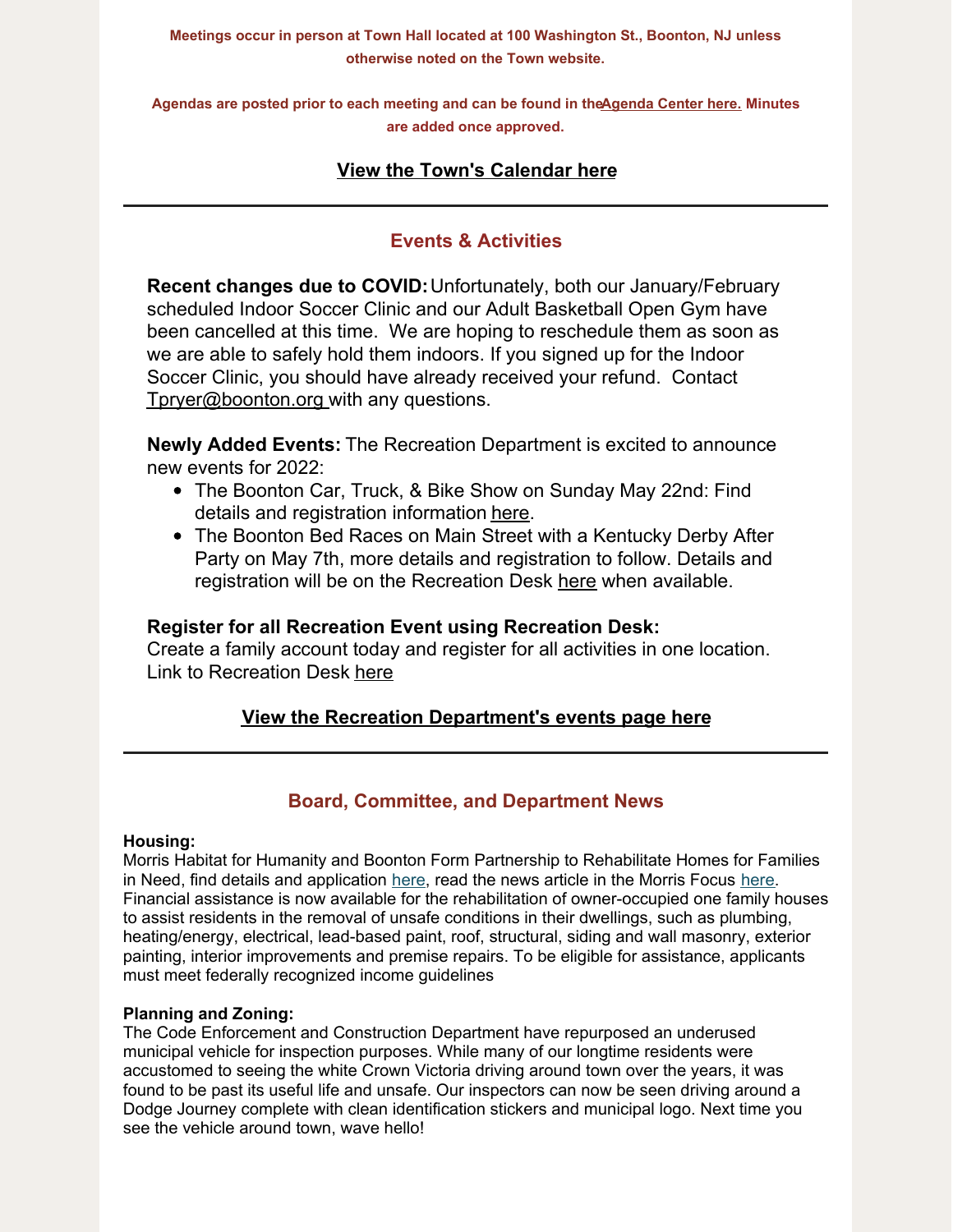**Meetings occur in person at Town Hall located at 100 Washington St., Boonton, NJ unless otherwise noted on the Town website.**

**Agendas are posted prior to each meeting and can be found in the Agenda Center here. Minutes are added once approved.**

**View the Town's Calendar here**

---

## Events & Activities

**Recent changes due to COVID:** Unfortunately, both our January/February scheduled Indoor Soccer Clinic and our Adult Basketball Open Gym have been cancelled at this time. We are hoping to reschedule them as soon as we are able to safely hold them indoors. If you signed up for the Indoor Soccer Clinic, you should have already received your refund. Contact Tpryer@boonton.org with any questions.

**Newly Added Events:** The Recreation Department is excited to announce new events for 2022:

- The Boonton Car, Truck, & Bike Show on Sunday May 22nd: Find details and registration information here.
- The Boonton Bed Races on Main Street with a Kentucky Derby After Party on May 7th, more details and registration to follow. Details and registration will be on the Recreation Desk here when available.

**Register for all Recreation Event using Recreation Desk:**
Create a family account today and register for all activities in one location. Link to Recreation Desk here

**View the Recreation Department's events page here**

---

## Board, Committee, and Department News

**Housing:**
Morris Habitat for Humanity and Boonton Form Partnership to Rehabilitate Homes for Families in Need, find details and application here, read the news article in the Morris Focus here. Financial assistance is now available for the rehabilitation of owner-occupied one family houses to assist residents in the removal of unsafe conditions in their dwellings, such as plumbing, heating/energy, electrical, lead-based paint, roof, structural, siding and wall masonry, exterior painting, interior improvements and premise repairs. To be eligible for assistance, applicants must meet federally recognized income guidelines

**Planning and Zoning:**
The Code Enforcement and Construction Department have repurposed an underused municipal vehicle for inspection purposes. While many of our longtime residents were accustomed to seeing the white Crown Victoria driving around town over the years, it was found to be past its useful life and unsafe. Our inspectors can now be seen driving around a Dodge Journey complete with clean identification stickers and municipal logo. Next time you see the vehicle around town, wave hello!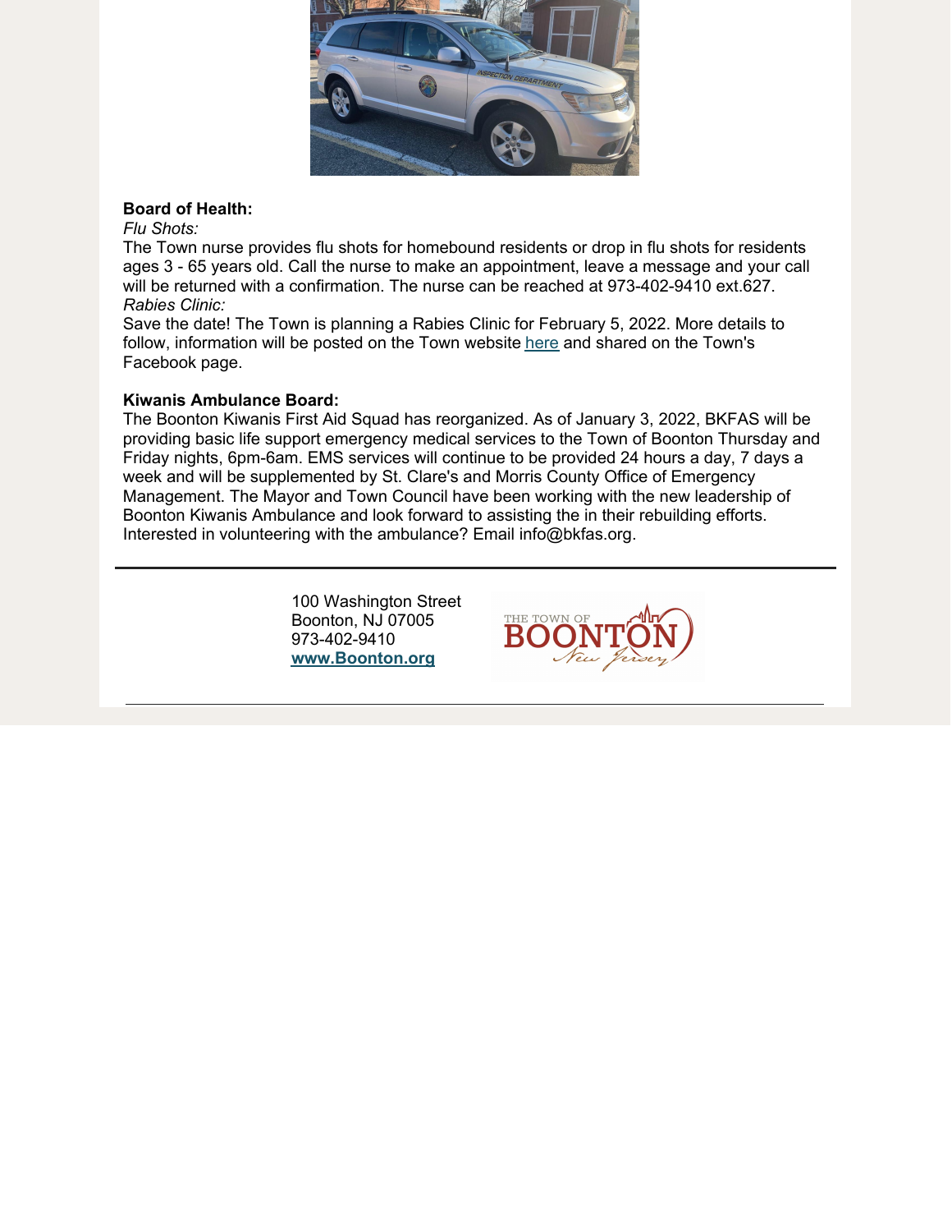**Board of Health:**

*Flu Shots:*

The Town nurse provides flu shots for homebound residents or drop in flu shots for residents ages 3 - 65 years old. Call the nurse to make an appointment, leave a message and your call will be returned with a confirmation. The nurse can be reached at 973-402-9410 ext.627.

*Rabies Clinic:*

Save the date! The Town is planning a Rabies Clinic for February 5, 2022. More details to follow, information will be posted on the Town website here and shared on the Town's Facebook page.

**Kiwanis Ambulance Board:**

The Boonton Kiwanis First Aid Squad has reorganized. As of January 3, 2022, BKFAS will be providing basic life support emergency medical services to the Town of Boonton Thursday and Friday nights, 6pm-6am. EMS services will continue to be provided 24 hours a day, 7 days a week and will be supplemented by St. Clare's and Morris County Office of Emergency Management. The Mayor and Town Council have been working with the new leadership of Boonton Kiwanis Ambulance and look forward to assisting the in their rebuilding efforts. Interested in volunteering with the ambulance? Email info@bkfas.org.

---

100 Washington Street
Boonton, NJ 07005
973-402-9410
**www.Boonton.org**

THE TOWN OF BOONTON New Jersey